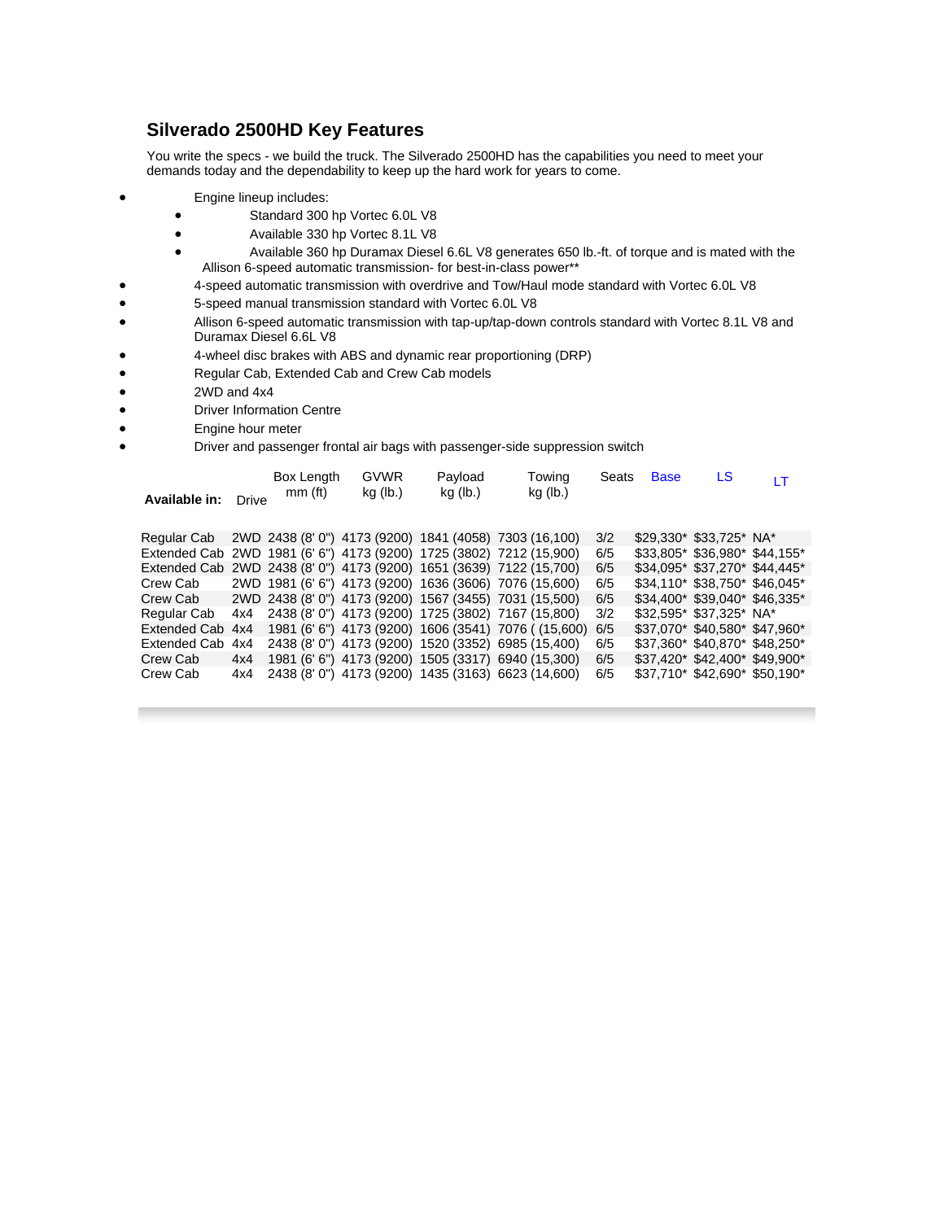## Silverado 2500HD Key Features

You write the specs - we build the truck. The Silverado 2500HD has the capabilities you need to meet your demands today and the dependability to keep up the hard work for years to come.

- Engine lineup includes:
  - Standard 300 hp Vortec 6.0L V8
  - Available 330 hp Vortec 8.1L V8
  - Available 360 hp Duramax Diesel 6.6L V8 generates 650 lb.-ft. of torque and is mated with the Allison 6-speed automatic transmission- for best-in-class power**
- 4-speed automatic transmission with overdrive and Tow/Haul mode standard with Vortec 6.0L V8
- 5-speed manual transmission standard with Vortec 6.0L V8
- Allison 6-speed automatic transmission with tap-up/tap-down controls standard with Vortec 8.1L V8 and Duramax Diesel 6.6L V8
- 4-wheel disc brakes with ABS and dynamic rear proportioning (DRP)
- Regular Cab, Extended Cab and Crew Cab models
- 2WD and 4x4
- Driver Information Centre
- Engine hour meter
- Driver and passenger frontal air bags with passenger-side suppression switch

| Available in: | Drive | Box Length mm (ft) | GVWR kg (lb.) | Payload kg (lb.) | Towing kg (lb.) | Seats | Base | LS | LT |
|---|---|---|---|---|---|---|---|---|---|
| Regular Cab | 2WD | 2438 (8' 0") | 4173 (9200) | 1841 (4058) | 7303 (16,100) | 3/2 | $29,330* | $33,725* | NA* |
| Extended Cab | 2WD | 1981 (6' 6") | 4173 (9200) | 1725 (3802) | 7212 (15,900) | 6/5 | $33,805* | $36,980* | $44,155* |
| Extended Cab | 2WD | 2438 (8' 0") | 4173 (9200) | 1651 (3639) | 7122 (15,700) | 6/5 | $34,095* | $37,270* | $44,445* |
| Crew Cab | 2WD | 1981 (6' 6") | 4173 (9200) | 1636 (3606) | 7076 (15,600) | 6/5 | $34,110* | $38,750* | $46,045* |
| Crew Cab | 2WD | 2438 (8' 0") | 4173 (9200) | 1567 (3455) | 7031 (15,500) | 6/5 | $34,400* | $39,040* | $46,335* |
| Regular Cab | 4x4 | 2438 (8' 0") | 4173 (9200) | 1725 (3802) | 7167 (15,800) | 3/2 | $32,595* | $37,325* | NA* |
| Extended Cab | 4x4 | 1981 (6' 6") | 4173 (9200) | 1606 (3541) | 7076 ( (15,600) | 6/5 | $37,070* | $40,580* | $47,960* |
| Extended Cab | 4x4 | 2438 (8' 0") | 4173 (9200) | 1520 (3352) | 6985 (15,400) | 6/5 | $37,360* | $40,870* | $48,250* |
| Crew Cab | 4x4 | 1981 (6' 6") | 4173 (9200) | 1505 (3317) | 6940 (15,300) | 6/5 | $37,420* | $42,400* | $49,900* |
| Crew Cab | 4x4 | 2438 (8' 0") | 4173 (9200) | 1435 (3163) | 6623 (14,600) | 6/5 | $37,710* | $42,690* | $50,190* |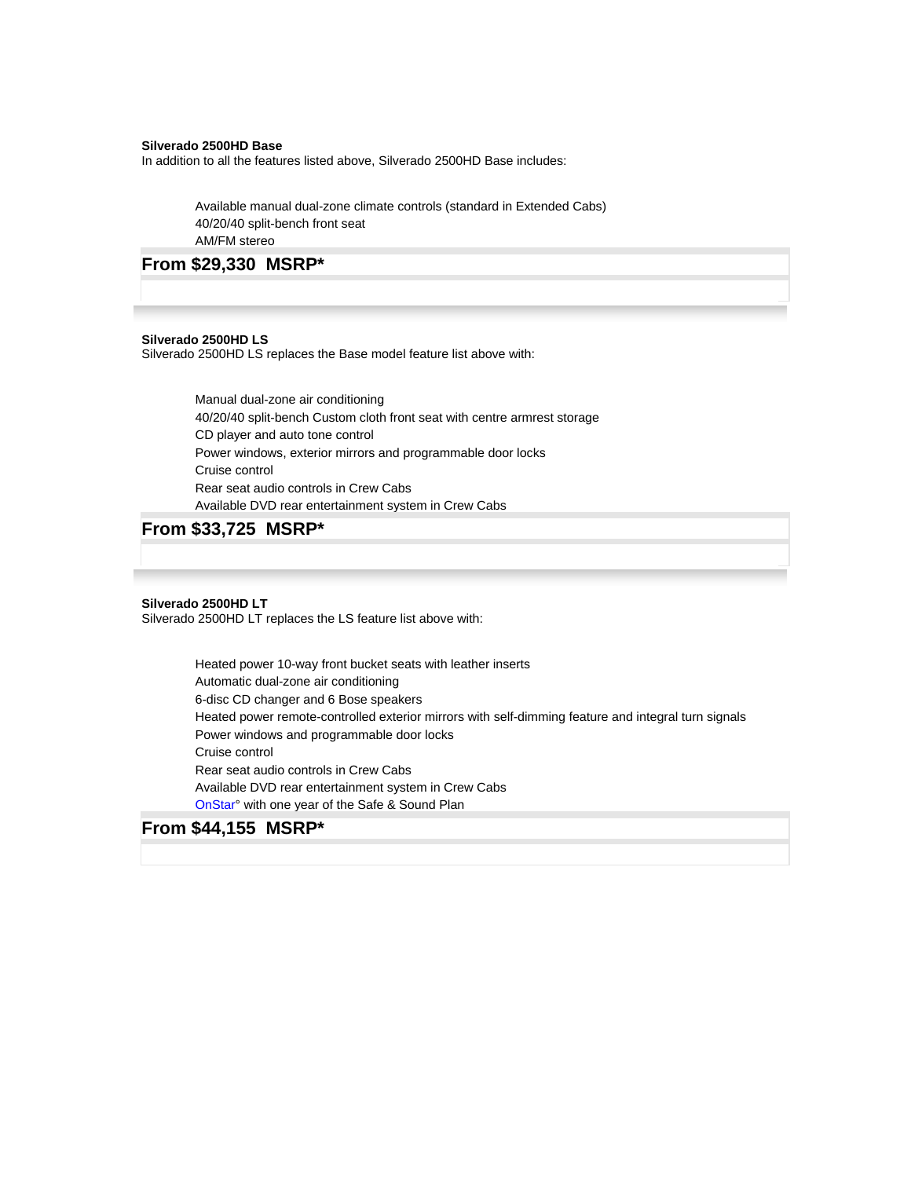**Silverado 2500HD Base**

In addition to all the features listed above, Silverado 2500HD Base includes:

- Available manual dual-zone climate controls (standard in Extended Cabs)
- 40/20/40 split-bench front seat
- AM/FM stereo

## From $29,330 MSRP*

**Silverado 2500HD LS**

Silverado 2500HD LS replaces the Base model feature list above with:

- Manual dual-zone air conditioning
- 40/20/40 split-bench Custom cloth front seat with centre armrest storage
- CD player and auto tone control
- Power windows, exterior mirrors and programmable door locks
- Cruise control
- Rear seat audio controls in Crew Cabs
- Available DVD rear entertainment system in Crew Cabs

## From $33,725 MSRP*

**Silverado 2500HD LT**

Silverado 2500HD LT replaces the LS feature list above with:

- Heated power 10-way front bucket seats with leather inserts
- Automatic dual-zone air conditioning
- 6-disc CD changer and 6 Bose speakers
- Heated power remote-controlled exterior mirrors with self-dimming feature and integral turn signals
- Power windows and programmable door locks
- Cruise control
- Rear seat audio controls in Crew Cabs
- Available DVD rear entertainment system in Crew Cabs
- OnStar° with one year of the Safe & Sound Plan

## From $44,155 MSRP*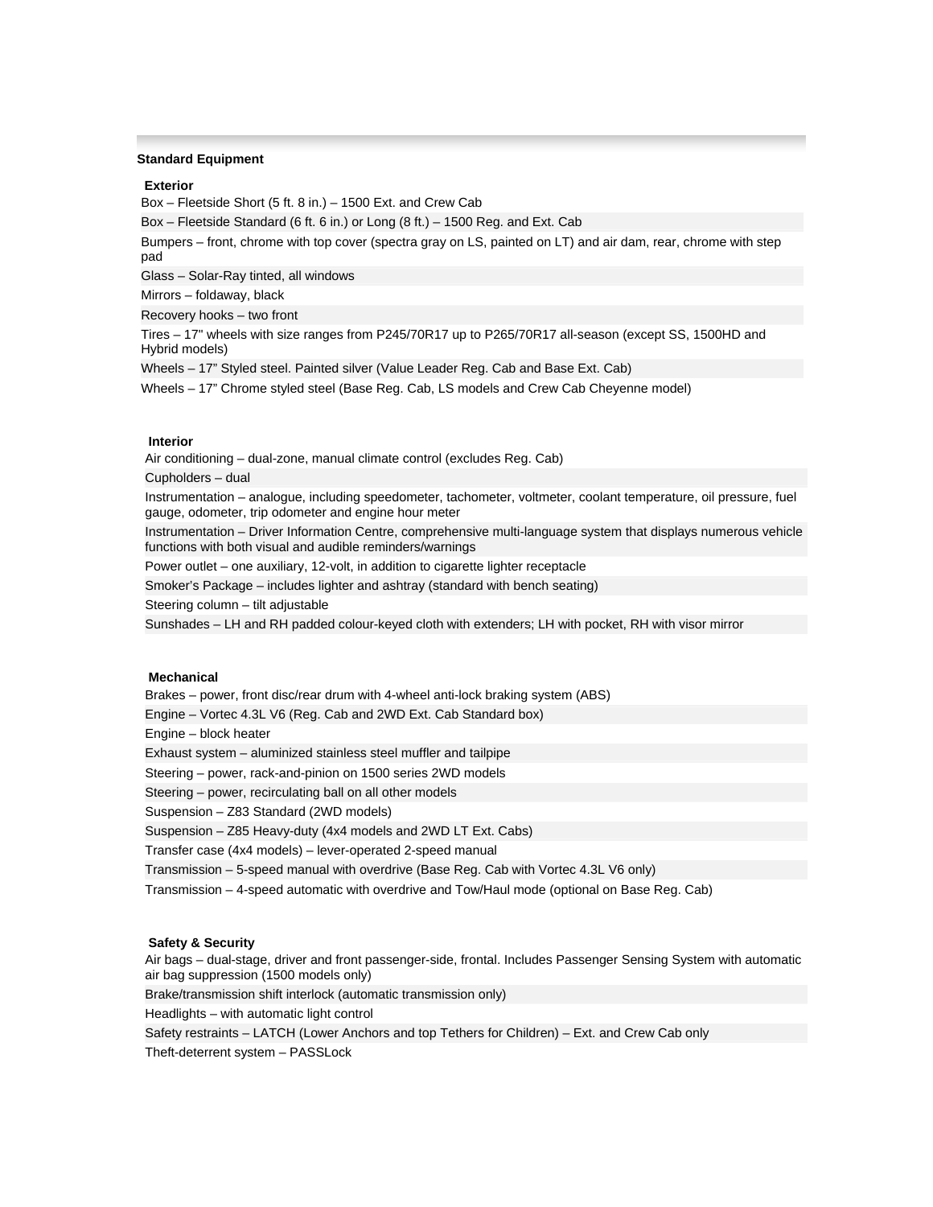## Standard Equipment

### Exterior

Box – Fleetside Short (5 ft. 8 in.) – 1500 Ext. and Crew Cab

Box – Fleetside Standard (6 ft. 6 in.) or Long (8 ft.) – 1500 Reg. and Ext. Cab

Bumpers – front, chrome with top cover (spectra gray on LS, painted on LT) and air dam, rear, chrome with step pad

Glass – Solar-Ray tinted, all windows

Mirrors – foldaway, black

Recovery hooks – two front

Tires – 17" wheels with size ranges from P245/70R17 up to P265/70R17 all-season (except SS, 1500HD and Hybrid models)

Wheels – 17" Styled steel. Painted silver (Value Leader Reg. Cab and Base Ext. Cab)

Wheels – 17" Chrome styled steel (Base Reg. Cab, LS models and Crew Cab Cheyenne model)

### Interior

Air conditioning – dual-zone, manual climate control (excludes Reg. Cab)

Cupholders – dual

Instrumentation – analogue, including speedometer, tachometer, voltmeter, coolant temperature, oil pressure, fuel gauge, odometer, trip odometer and engine hour meter

Instrumentation – Driver Information Centre, comprehensive multi-language system that displays numerous vehicle functions with both visual and audible reminders/warnings

Power outlet – one auxiliary, 12-volt, in addition to cigarette lighter receptacle

Smoker's Package – includes lighter and ashtray (standard with bench seating)

Steering column – tilt adjustable

Sunshades – LH and RH padded colour-keyed cloth with extenders; LH with pocket, RH with visor mirror

### Mechanical

Brakes – power, front disc/rear drum with 4-wheel anti-lock braking system (ABS)

Engine – Vortec 4.3L V6 (Reg. Cab and 2WD Ext. Cab Standard box)

Engine – block heater

Exhaust system – aluminized stainless steel muffler and tailpipe

Steering – power, rack-and-pinion on 1500 series 2WD models

Steering – power, recirculating ball on all other models

Suspension – Z83 Standard (2WD models)

Suspension – Z85 Heavy-duty (4x4 models and 2WD LT Ext. Cabs)

Transfer case (4x4 models) – lever-operated 2-speed manual

Transmission – 5-speed manual with overdrive (Base Reg. Cab with Vortec 4.3L V6 only)

Transmission – 4-speed automatic with overdrive and Tow/Haul mode (optional on Base Reg. Cab)

### Safety & Security

Air bags – dual-stage, driver and front passenger-side, frontal. Includes Passenger Sensing System with automatic air bag suppression (1500 models only)

Brake/transmission shift interlock (automatic transmission only)

Headlights – with automatic light control

Safety restraints – LATCH (Lower Anchors and top Tethers for Children) – Ext. and Crew Cab only

Theft-deterrent system – PASSLock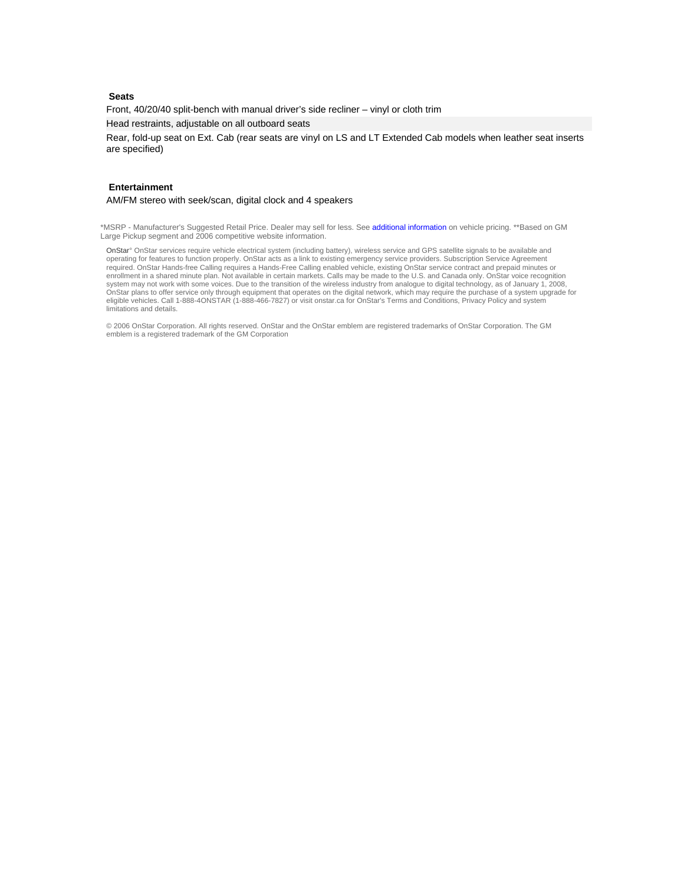**Seats**

Front, 40/20/40 split-bench with manual driver's side recliner – vinyl or cloth trim

Head restraints, adjustable on all outboard seats

Rear, fold-up seat on Ext. Cab (rear seats are vinyl on LS and LT Extended Cab models when leather seat inserts are specified)

**Entertainment**

AM/FM stereo with seek/scan, digital clock and 4 speakers

*MSRP - Manufacturer's Suggested Retail Price. Dealer may sell for less. See additional information on vehicle pricing. **Based on GM Large Pickup segment and 2006 competitive website information.

OnStar° OnStar services require vehicle electrical system (including battery), wireless service and GPS satellite signals to be available and operating for features to function properly. OnStar acts as a link to existing emergency service providers. Subscription Service Agreement required. OnStar Hands-free Calling requires a Hands-Free Calling enabled vehicle, existing OnStar service contract and prepaid minutes or enrollment in a shared minute plan. Not available in certain markets. Calls may be made to the U.S. and Canada only. OnStar voice recognition system may not work with some voices. Due to the transition of the wireless industry from analogue to digital technology, as of January 1, 2008, OnStar plans to offer service only through equipment that operates on the digital network, which may require the purchase of a system upgrade for eligible vehicles. Call 1-888-4ONSTAR (1-888-466-7827) or visit onstar.ca for OnStar's Terms and Conditions, Privacy Policy and system limitations and details.

© 2006 OnStar Corporation. All rights reserved. OnStar and the OnStar emblem are registered trademarks of OnStar Corporation. The GM emblem is a registered trademark of the GM Corporation